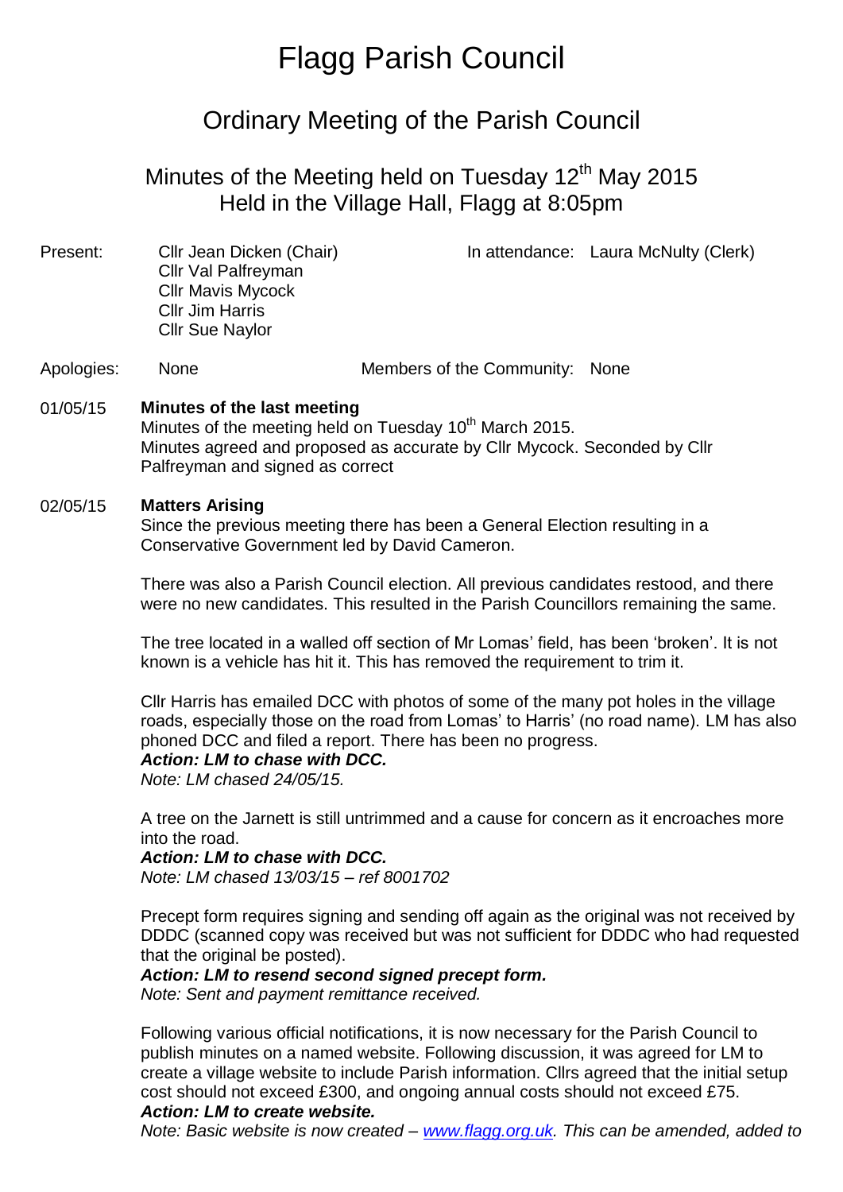# Flagg Parish Council

## Ordinary Meeting of the Parish Council

### Minutes of the Meeting held on Tuesday 12th May 2015
### Held in the Village Hall, Flagg at 8:05pm

Present: Cllr Jean Dicken (Chair)
Cllr Val Palfreyman
Cllr Mavis Mycock
Cllr Jim Harris
Cllr Sue Naylor

In attendance: Laura McNulty (Clerk)

Apologies: None

Members of the Community: None

**01/05/15 Minutes of the last meeting**

Minutes of the meeting held on Tuesday 10th March 2015.
Minutes agreed and proposed as accurate by Cllr Mycock. Seconded by Cllr Palfreyman and signed as correct

**02/05/15 Matters Arising**

Since the previous meeting there has been a General Election resulting in a Conservative Government led by David Cameron.

There was also a Parish Council election. All previous candidates restood, and there were no new candidates. This resulted in the Parish Councillors remaining the same.

The tree located in a walled off section of Mr Lomas' field, has been 'broken'. It is not known is a vehicle has hit it. This has removed the requirement to trim it.

Cllr Harris has emailed DCC with photos of some of the many pot holes in the village roads, especially those on the road from Lomas' to Harris' (no road name). LM has also phoned DCC and filed a report. There has been no progress.
***Action: LM to chase with DCC.***
*Note: LM chased 24/05/15.*

A tree on the Jarnett is still untrimmed and a cause for concern as it encroaches more into the road.
***Action: LM to chase with DCC.***
*Note: LM chased 13/03/15 – ref 8001702*

Precept form requires signing and sending off again as the original was not received by DDDC (scanned copy was received but was not sufficient for DDDC who had requested that the original be posted).
***Action: LM to resend second signed precept form.***
*Note: Sent and payment remittance received.*

Following various official notifications, it is now necessary for the Parish Council to publish minutes on a named website. Following discussion, it was agreed for LM to create a village website to include Parish information. Cllrs agreed that the initial setup cost should not exceed £300, and ongoing annual costs should not exceed £75.
***Action: LM to create website.***
*Note: Basic website is now created – [www.flagg.org.uk](http://www.flagg.org.uk). This can be amended, added to*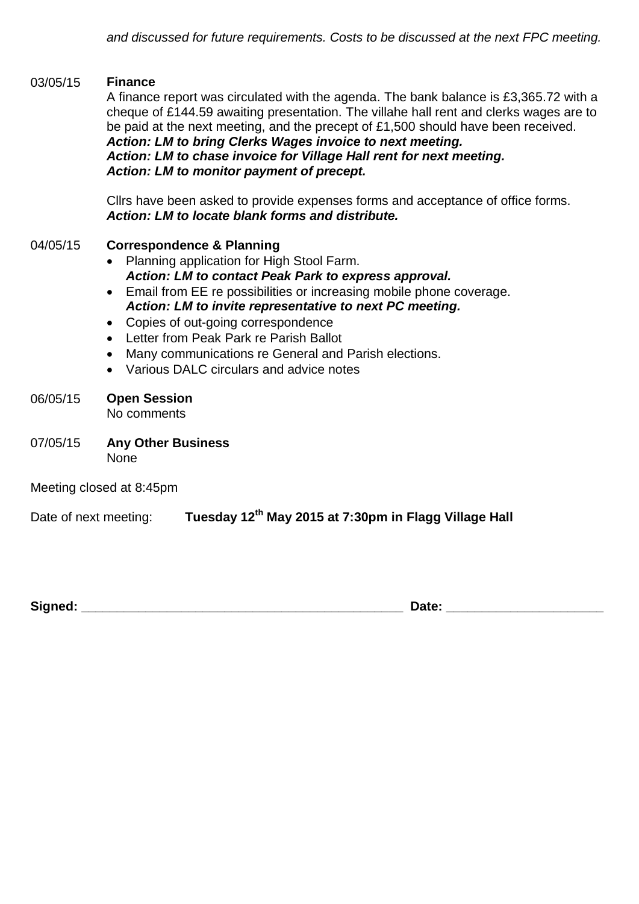*and discussed for future requirements. Costs to be discussed at the next FPC meeting.*

03/05/15 **Finance**

A finance report was circulated with the agenda. The bank balance is £3,365.72 with a cheque of £144.59 awaiting presentation. The villahe hall rent and clerks wages are to be paid at the next meeting, and the precept of £1,500 should have been received.
***Action: LM to bring Clerks Wages invoice to next meeting.***
***Action: LM to chase invoice for Village Hall rent for next meeting.***
***Action: LM to monitor payment of precept.***

Cllrs have been asked to provide expenses forms and acceptance of office forms.
***Action: LM to locate blank forms and distribute.***

04/05/15 **Correspondence & Planning**

- Planning application for High Stool Farm.
  ***Action: LM to contact Peak Park to express approval.***
- Email from EE re possibilities or increasing mobile phone coverage.
  ***Action: LM to invite representative to next PC meeting.***
- Copies of out-going correspondence
- Letter from Peak Park re Parish Ballot
- Many communications re General and Parish elections.
- Various DALC circulars and advice notes

06/05/15 **Open Session**

No comments

07/05/15 **Any Other Business**

None

Meeting closed at 8:45pm

Date of next meeting: **Tuesday 12th May 2015 at 7:30pm in Flagg Village Hall**

**Signed:** ____________________________________________ **Date:** ______________________